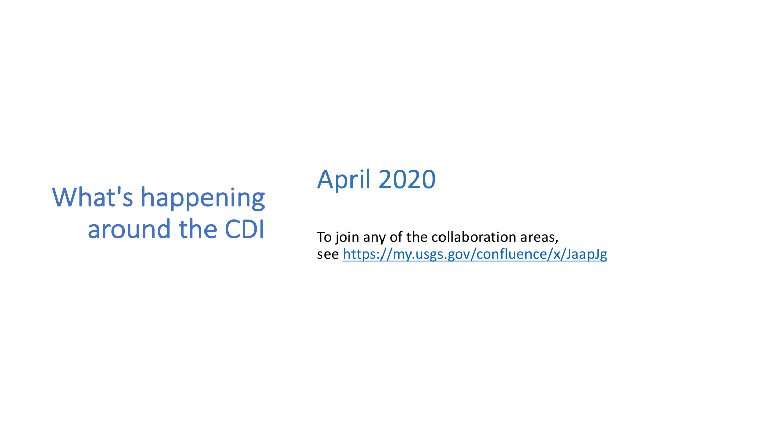# What's happening around the CDI

## April 2020

To join any of the collaboration areas, see https://my.usgs.gov/confluence/x/JaapJg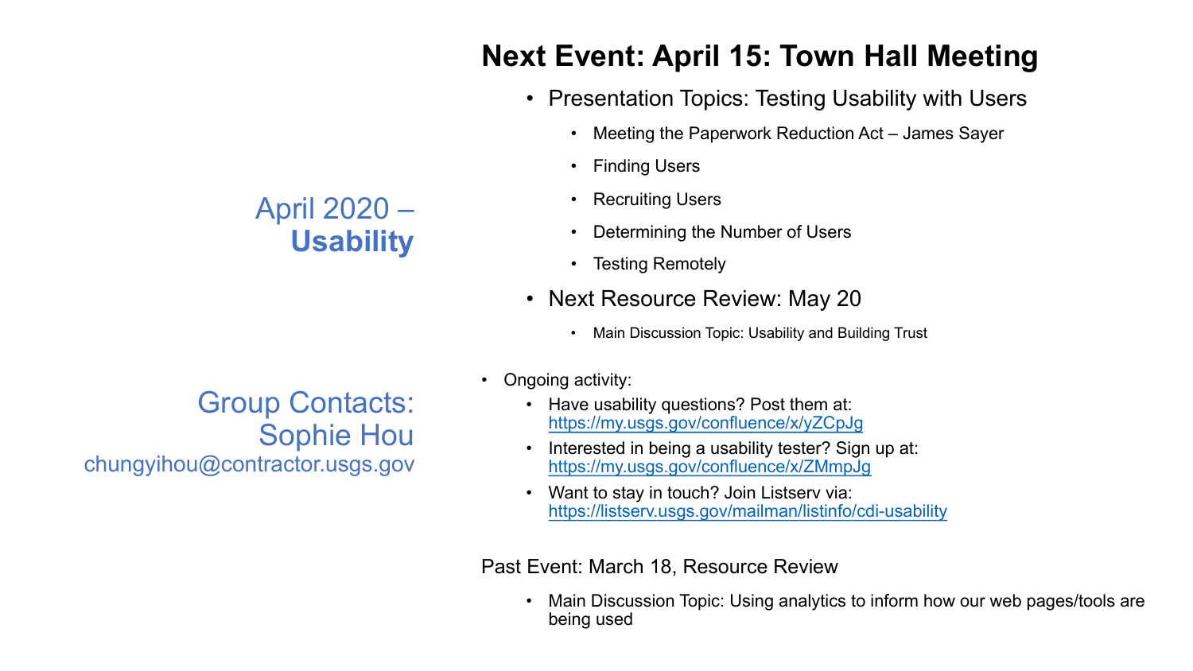## April 2020 – **Usability**

## Group Contacts:
## Sophie Hou

chungyihou@contractor.usgs.gov

# Next Event: April 15: Town Hall Meeting

- Presentation Topics: Testing Usability with Users
  - Meeting the Paperwork Reduction Act – James Sayer
  - Finding Users
  - Recruiting Users
  - Determining the Number of Users
  - Testing Remotely
- Next Resource Review: May 20
  - Main Discussion Topic: Usability and Building Trust

- Ongoing activity:
  - Have usability questions? Post them at: https://my.usgs.gov/confluence/x/yZCpJg
  - Interested in being a usability tester? Sign up at: https://my.usgs.gov/confluence/x/ZMmpJg
  - Want to stay in touch? Join Listserv via: https://listserv.usgs.gov/mailman/listinfo/cdi-usability

Past Event: March 18, Resource Review

- Main Discussion Topic: Using analytics to inform how our web pages/tools are being used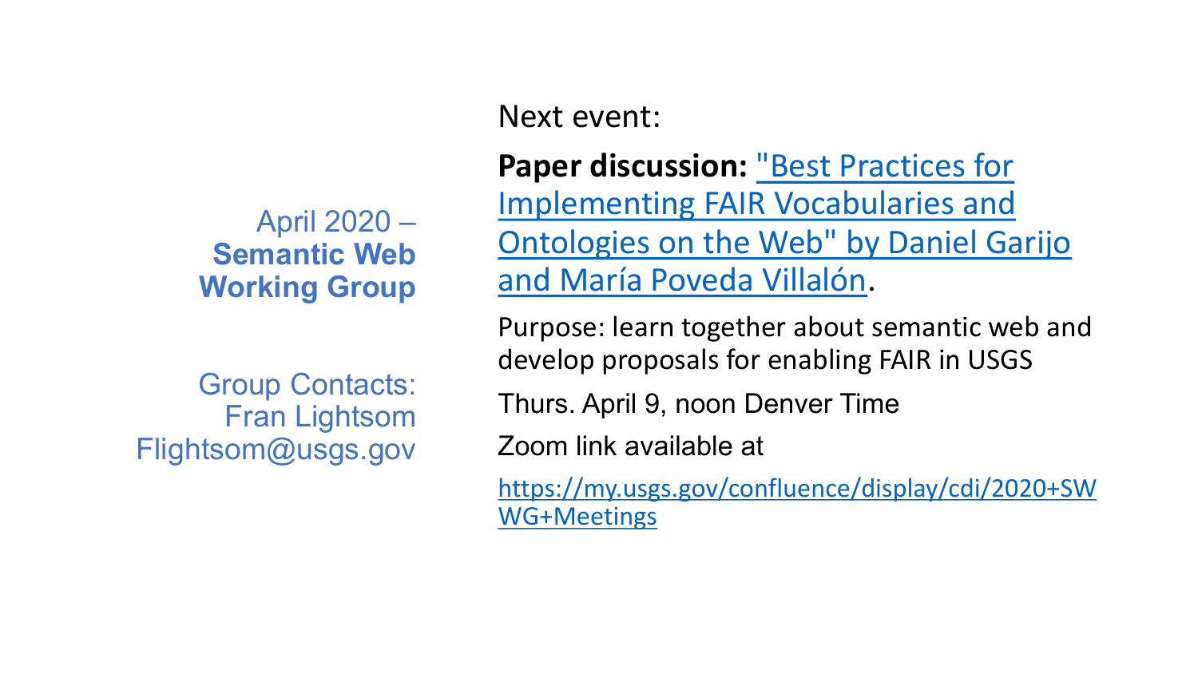April 2020 – **Semantic Web Working Group**

Group Contacts:
Fran Lightsom
Flightsom@usgs.gov

Next event:

**Paper discussion:** "Best Practices for Implementing FAIR Vocabularies and Ontologies on the Web" by Daniel Garijo and María Poveda Villalón.

Purpose: learn together about semantic web and develop proposals for enabling FAIR in USGS

Thurs. April 9, noon Denver Time

Zoom link available at

https://my.usgs.gov/confluence/display/cdi/2020+SWWG+Meetings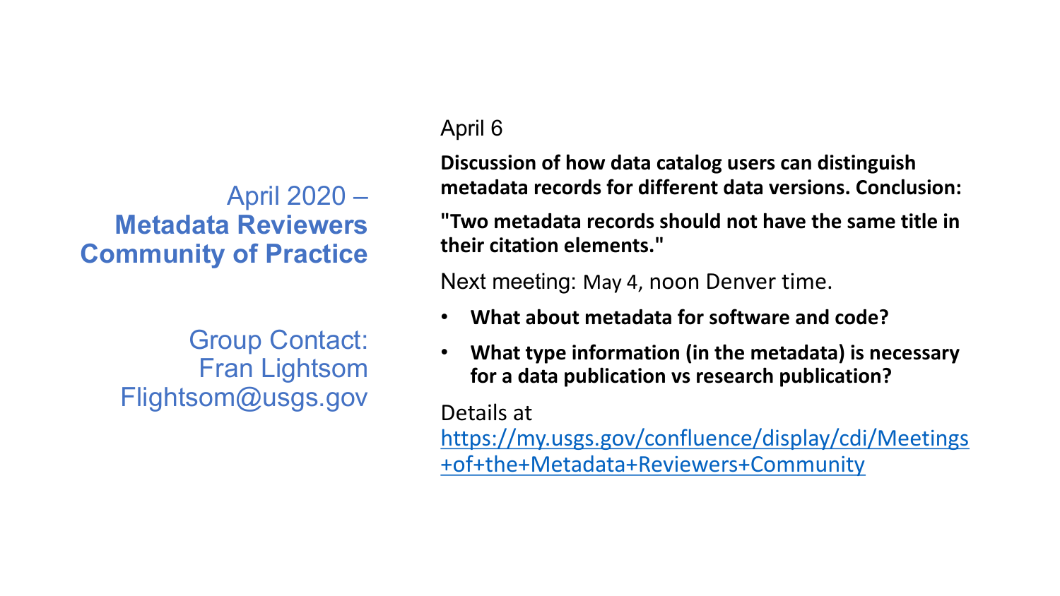## April 2020 – **Metadata Reviewers Community of Practice**

Group Contact:
Fran Lightsom
Flightsom@usgs.gov

April 6

**Discussion of how data catalog users can distinguish metadata records for different data versions. Conclusion:**

**"Two metadata records should not have the same title in their citation elements."**

Next meeting: May 4, noon Denver time.

- **What about metadata for software and code?**
- **What type information (in the metadata) is necessary for a data publication vs research publication?**

Details at
[https://my.usgs.gov/confluence/display/cdi/Meetings+of+the+Metadata+Reviewers+Community](https://my.usgs.gov/confluence/display/cdi/Meetings+of+the+Metadata+Reviewers+Community)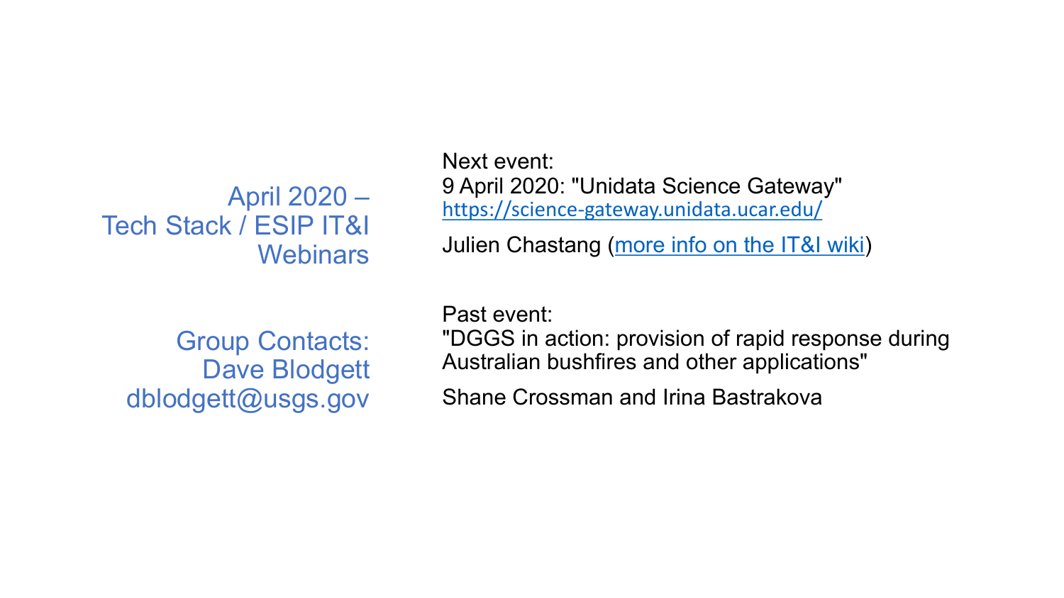## April 2020 – Tech Stack / ESIP IT&I Webinars

Group Contacts:
Dave Blodgett
dblodgett@usgs.gov

Next event:
9 April 2020: "Unidata Science Gateway"
https://science-gateway.unidata.ucar.edu/

Julien Chastang (more info on the IT&I wiki)

Past event:
"DGGS in action: provision of rapid response during Australian bushfires and other applications"

Shane Crossman and Irina Bastrakova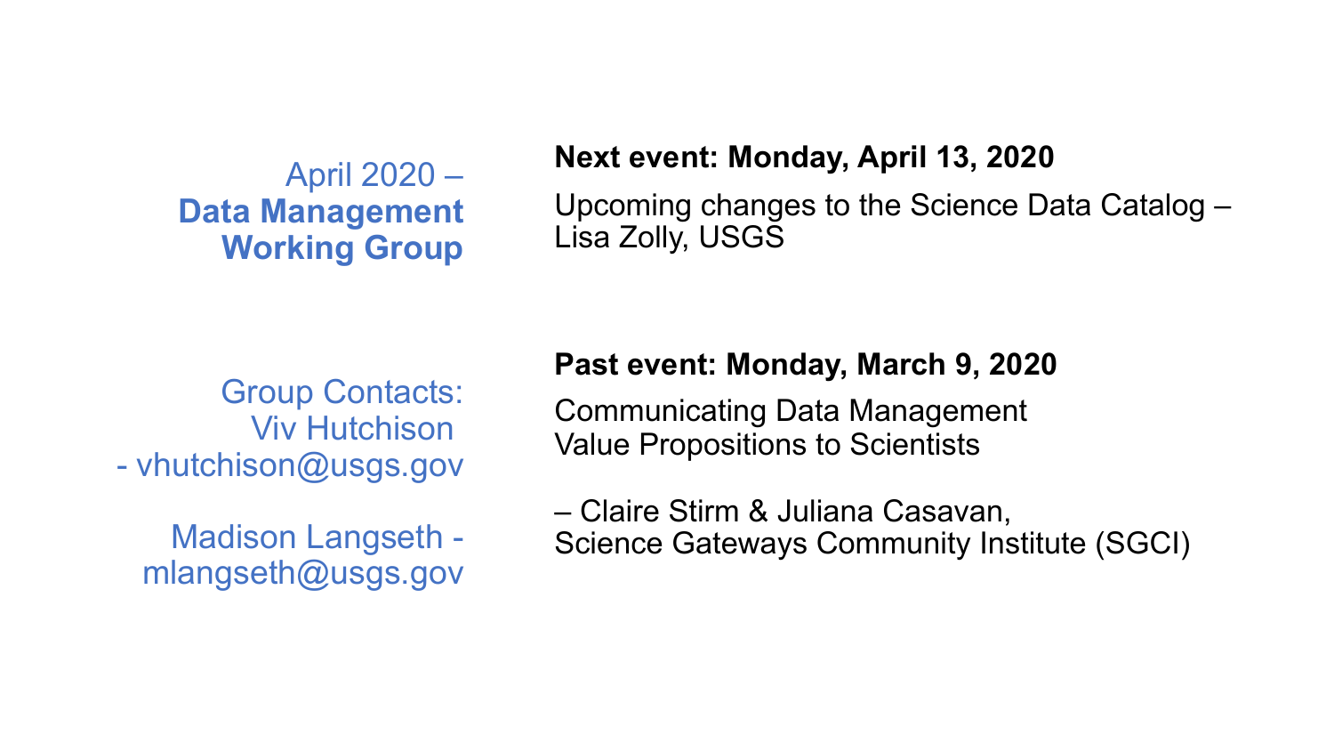## April 2020 – **Data Management Working Group**

Group Contacts:
Viv Hutchison - vhutchison@usgs.gov

Madison Langseth - mlangseth@usgs.gov

**Next event: Monday, April 13, 2020**

Upcoming changes to the Science Data Catalog – Lisa Zolly, USGS

**Past event: Monday, March 9, 2020**

Communicating Data Management Value Propositions to Scientists

– Claire Stirm & Juliana Casavan, Science Gateways Community Institute (SGCI)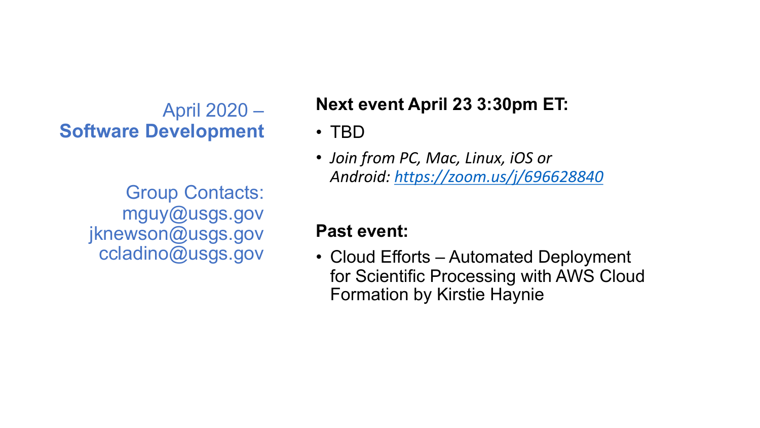## April 2020 – **Software Development**

Group Contacts:
mguy@usgs.gov
jknewson@usgs.gov
ccladino@usgs.gov

**Next event April 23 3:30pm ET:**

- TBD
- *Join from PC, Mac, Linux, iOS or Android: [https://zoom.us/j/696628840](https://zoom.us/j/696628840)*

**Past event:**

- Cloud Efforts – Automated Deployment for Scientific Processing with AWS Cloud Formation by Kirstie Haynie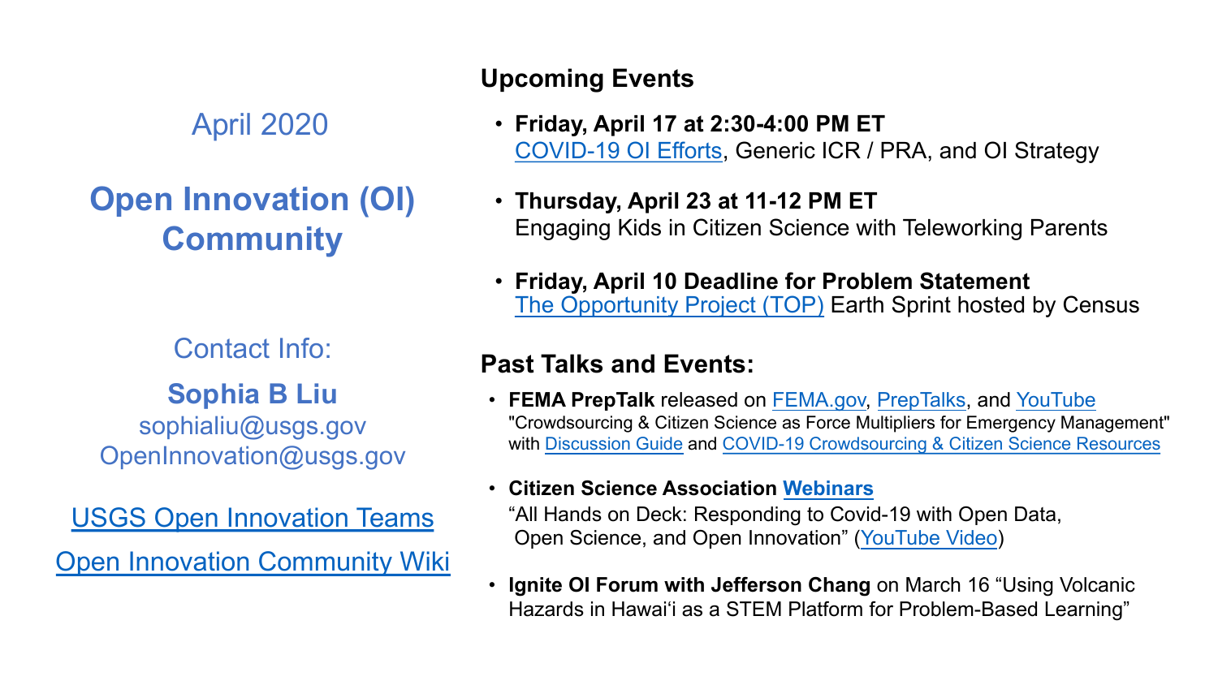April 2020

# Open Innovation (OI) Community

Contact Info:

**Sophia B Liu**
sophialiu@usgs.gov
OpenInnovation@usgs.gov

USGS Open Innovation Teams

Open Innovation Community Wiki

## Upcoming Events

- **Friday, April 17 at 2:30-4:00 PM ET**
  COVID-19 OI Efforts, Generic ICR / PRA, and OI Strategy
- **Thursday, April 23 at 11-12 PM ET**
  Engaging Kids in Citizen Science with Teleworking Parents
- **Friday, April 10 Deadline for Problem Statement**
  The Opportunity Project (TOP) Earth Sprint hosted by Census

## Past Talks and Events:

- **FEMA PrepTalk** released on FEMA.gov, PrepTalks, and YouTube
  "Crowdsourcing & Citizen Science as Force Multipliers for Emergency Management" with Discussion Guide and COVID-19 Crowdsourcing & Citizen Science Resources
- **Citizen Science Association Webinars**
  "All Hands on Deck: Responding to Covid-19 with Open Data, Open Science, and Open Innovation" (YouTube Video)
- **Ignite OI Forum with Jefferson Chang** on March 16 "Using Volcanic Hazards in Hawaiʻi as a STEM Platform for Problem-Based Learning"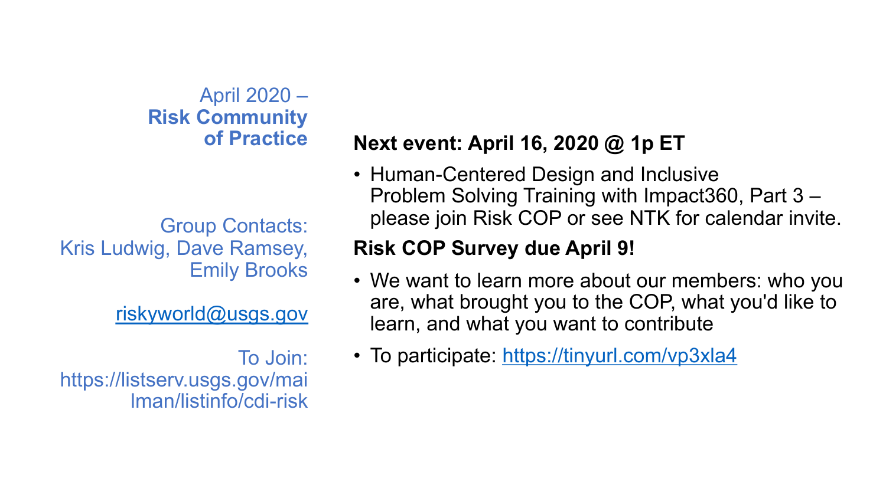## April 2020 – **Risk Community of Practice**

Group Contacts:
Kris Ludwig, Dave Ramsey, Emily Brooks

riskyworld@usgs.gov

To Join:
https://listserv.usgs.gov/mailman/listinfo/cdi-risk

**Next event: April 16, 2020 @ 1p ET**

- Human-Centered Design and Inclusive Problem Solving Training with Impact360, Part 3 – please join Risk COP or see NTK for calendar invite.

**Risk COP Survey due April 9!**

- We want to learn more about our members: who you are, what brought you to the COP, what you'd like to learn, and what you want to contribute
- To participate: https://tinyurl.com/vp3xla4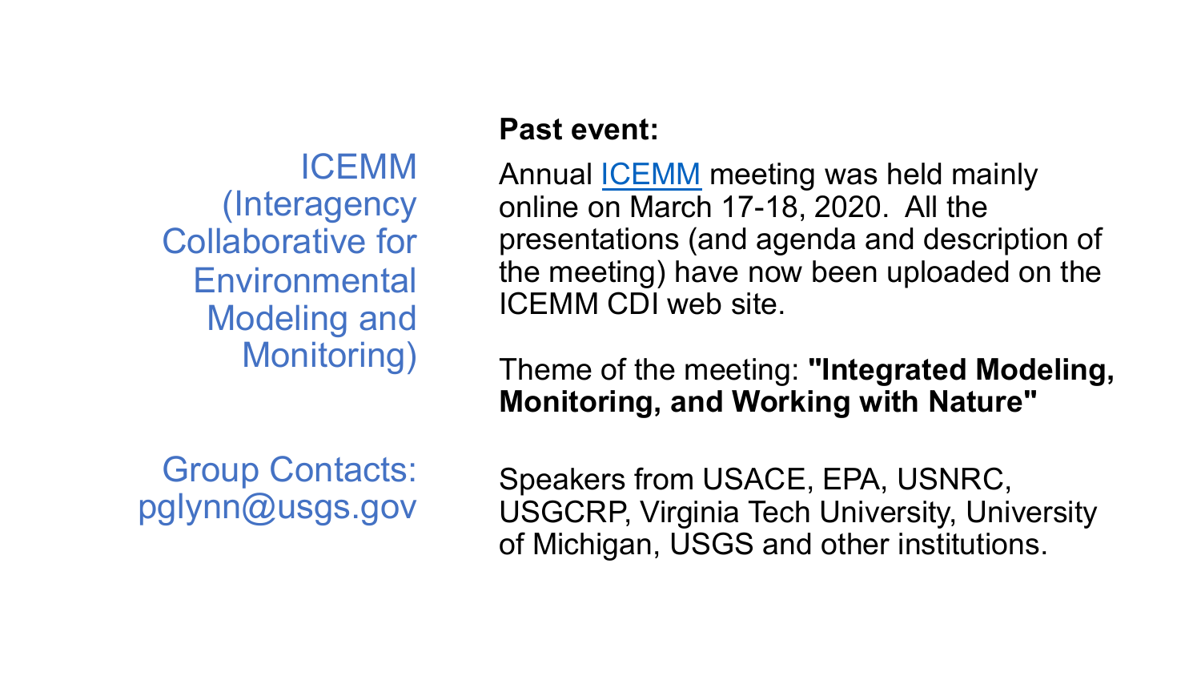ICEMM (Interagency Collaborative for Environmental Modeling and Monitoring)

Group Contacts: pglynn@usgs.gov

**Past event:**

Annual ICEMM meeting was held mainly online on March 17-18, 2020. All the presentations (and agenda and description of the meeting) have now been uploaded on the ICEMM CDI web site.

Theme of the meeting: **"Integrated Modeling, Monitoring, and Working with Nature"**

Speakers from USACE, EPA, USNRC, USGCRP, Virginia Tech University, University of Michigan, USGS and other institutions.